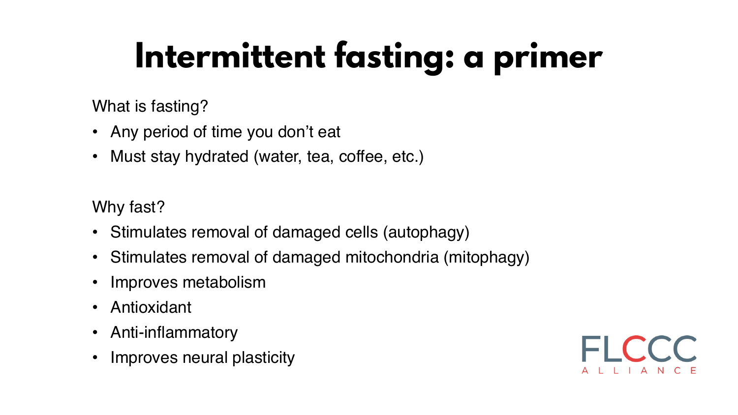# Intermittent fasting: a primer

What is fasting?

- Any period of time you don't eat
- Must stay hydrated (water, tea, coffee, etc.)

Why fast?

- Stimulates removal of damaged cells (autophagy)
- Stimulates removal of damaged mitochondria (mitophagy)
- Improves metabolism
- Antioxidant
- Anti-inflammatory
- Improves neural plasticity

FLCCC ALLIANCE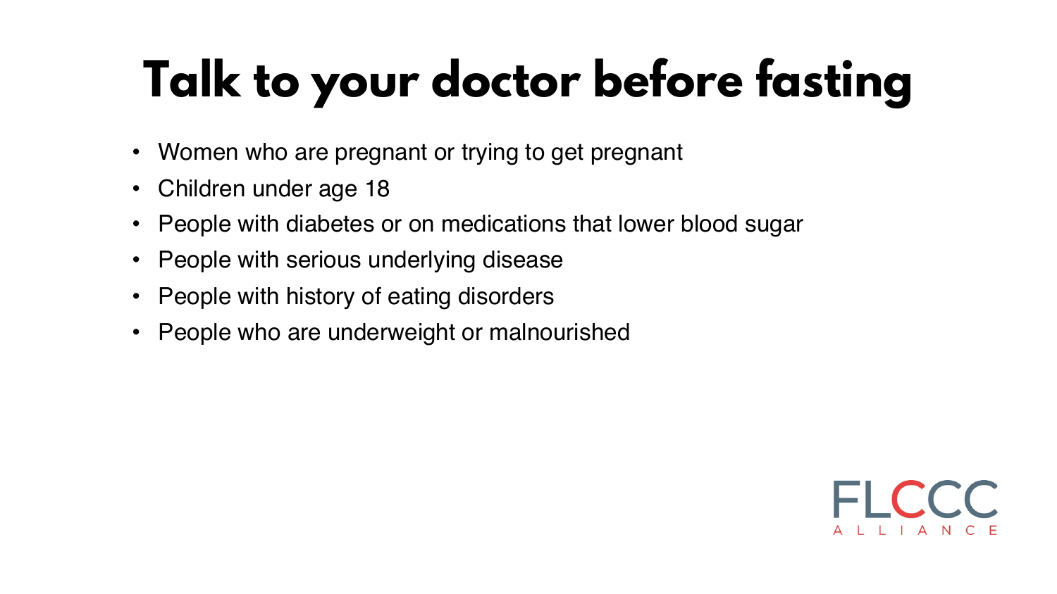# Talk to your doctor before fasting

- Women who are pregnant or trying to get pregnant
- Children under age 18
- People with diabetes or on medications that lower blood sugar
- People with serious underlying disease
- People with history of eating disorders
- People who are underweight or malnourished

FLCCC ALLIANCE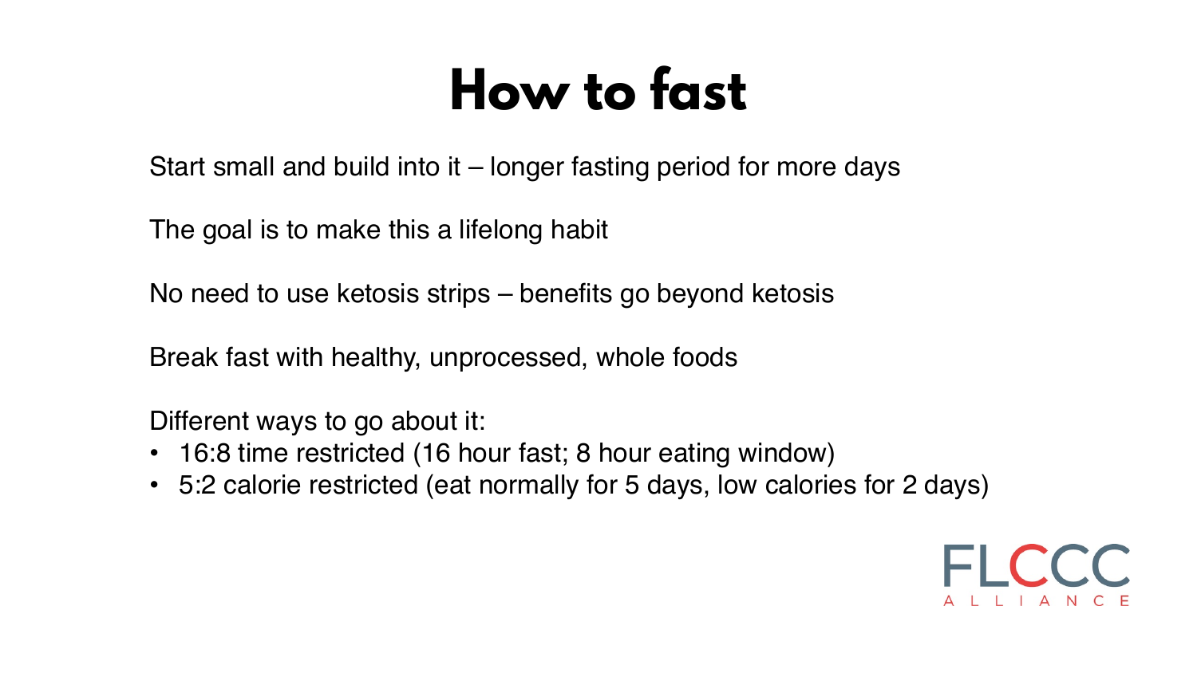# How to fast

Start small and build into it – longer fasting period for more days

The goal is to make this a lifelong habit

No need to use ketosis strips – benefits go beyond ketosis

Break fast with healthy, unprocessed, whole foods

Different ways to go about it:

- 16:8 time restricted (16 hour fast; 8 hour eating window)
- 5:2 calorie restricted (eat normally for 5 days, low calories for 2 days)

FLCCC ALLIANCE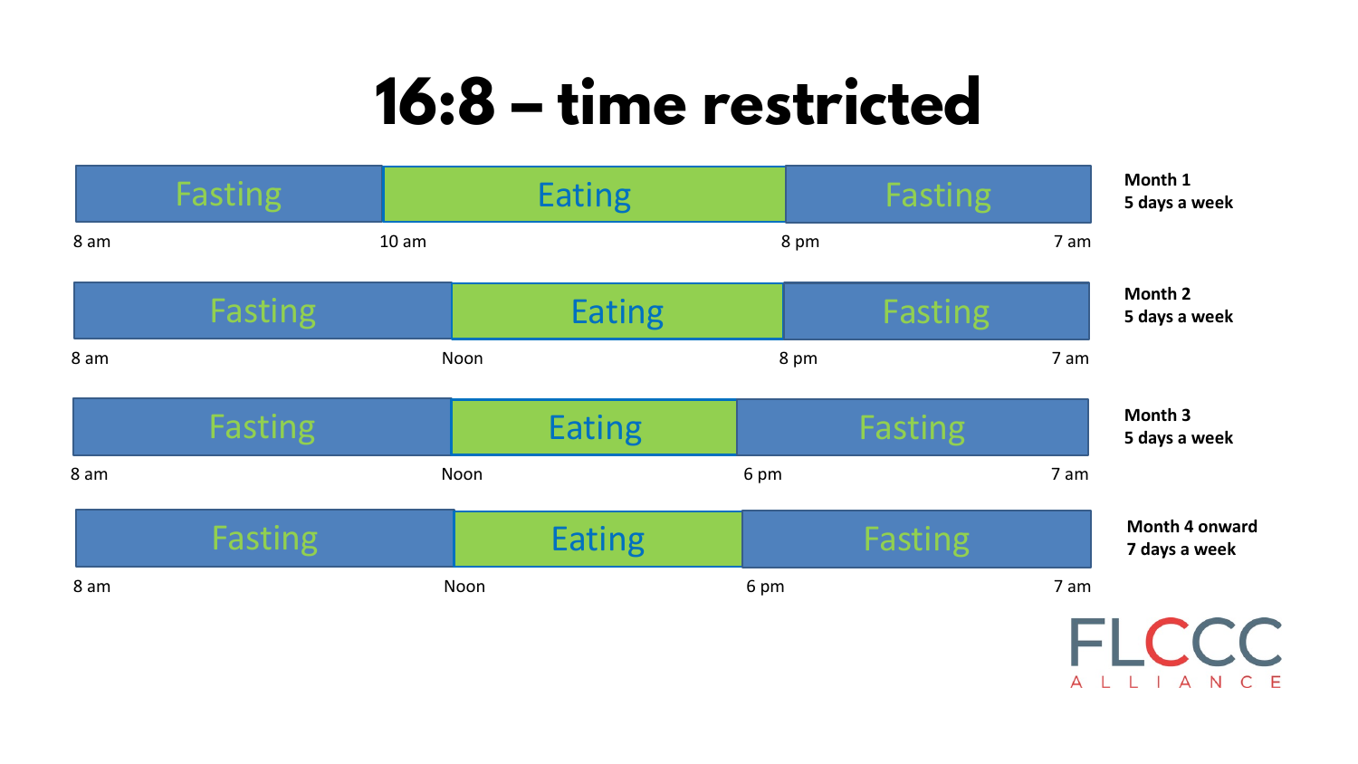# 16:8 – time restricted

| Fasting | Eating | Fasting | Schedule |
|---|---|---|---|
| 8 am – 10 am | 10 am – 8 pm | 8 pm – 7 am | **Month 1** **5 days a week** |
| 8 am – Noon | Noon – 8 pm | 8 pm – 7 am | **Month 2** **5 days a week** |
| 8 am – Noon | Noon – 6 pm | 6 pm – 7 am | **Month 3** **5 days a week** |
| 8 am – Noon | Noon – 6 pm | 6 pm – 7 am | **Month 4 onward** **7 days a week** |

FLCCC ALLIANCE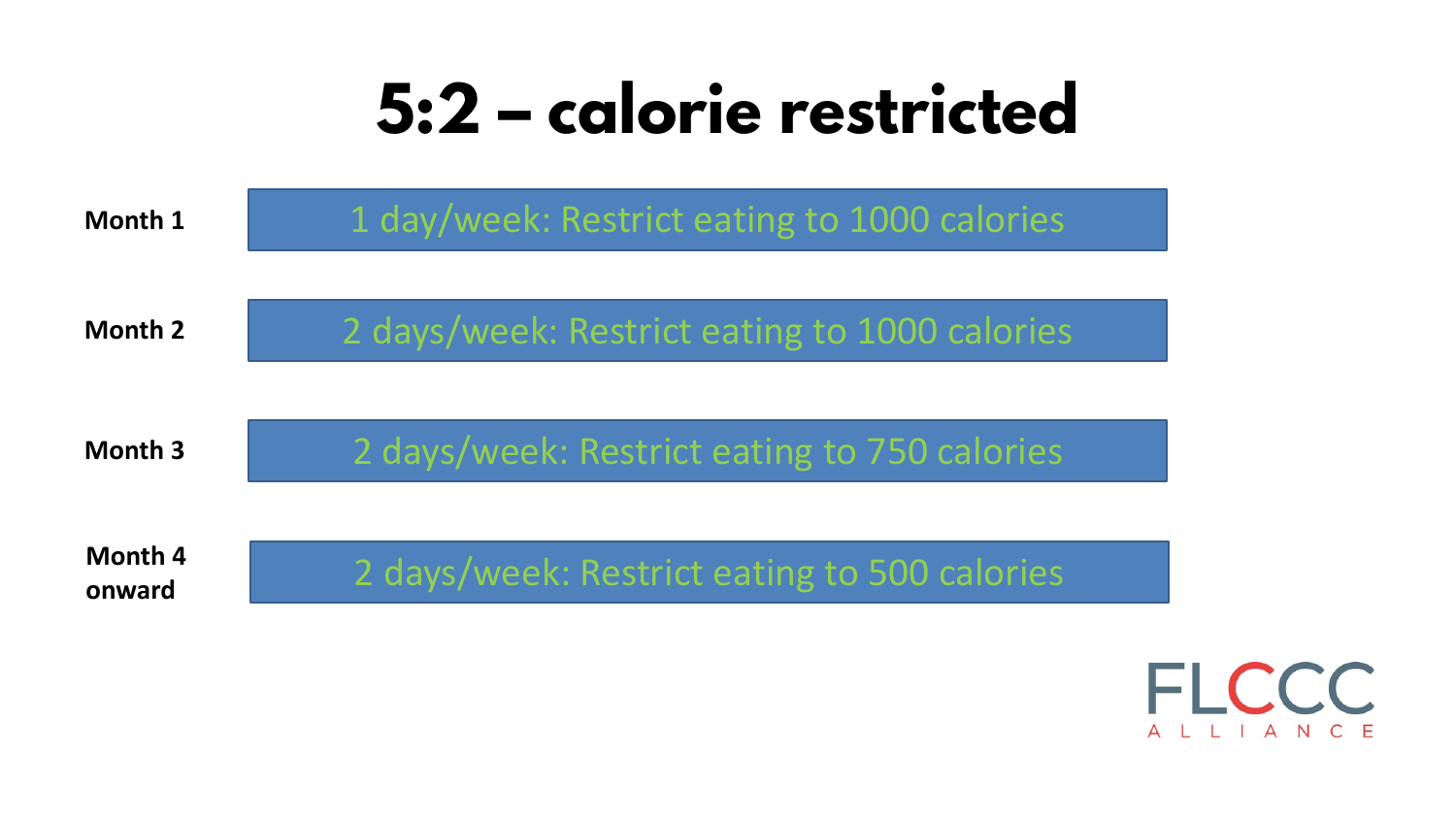# 5:2 – calorie restricted

| | |
|---|---|
| **Month 1** | 1 day/week: Restrict eating to 1000 calories |
| **Month 2** | 2 days/week: Restrict eating to 1000 calories |
| **Month 3** | 2 days/week: Restrict eating to 750 calories |
| **Month 4 onward** | 2 days/week: Restrict eating to 500 calories |

FLCCC ALLIANCE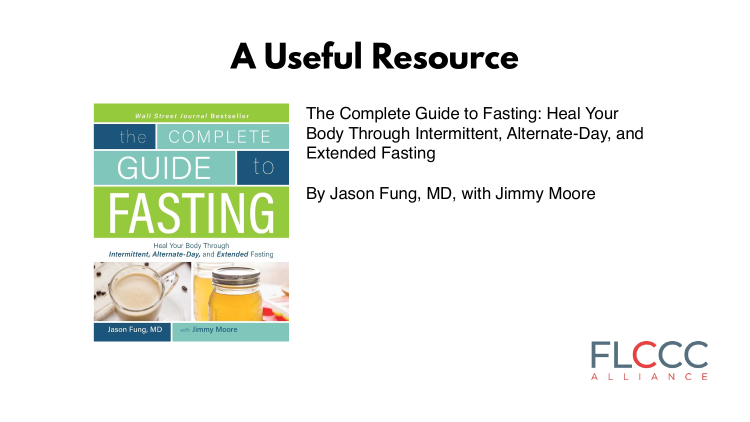# A Useful Resource

The Complete Guide to Fasting: Heal Your Body Through Intermittent, Alternate-Day, and Extended Fasting

By Jason Fung, MD, with Jimmy Moore